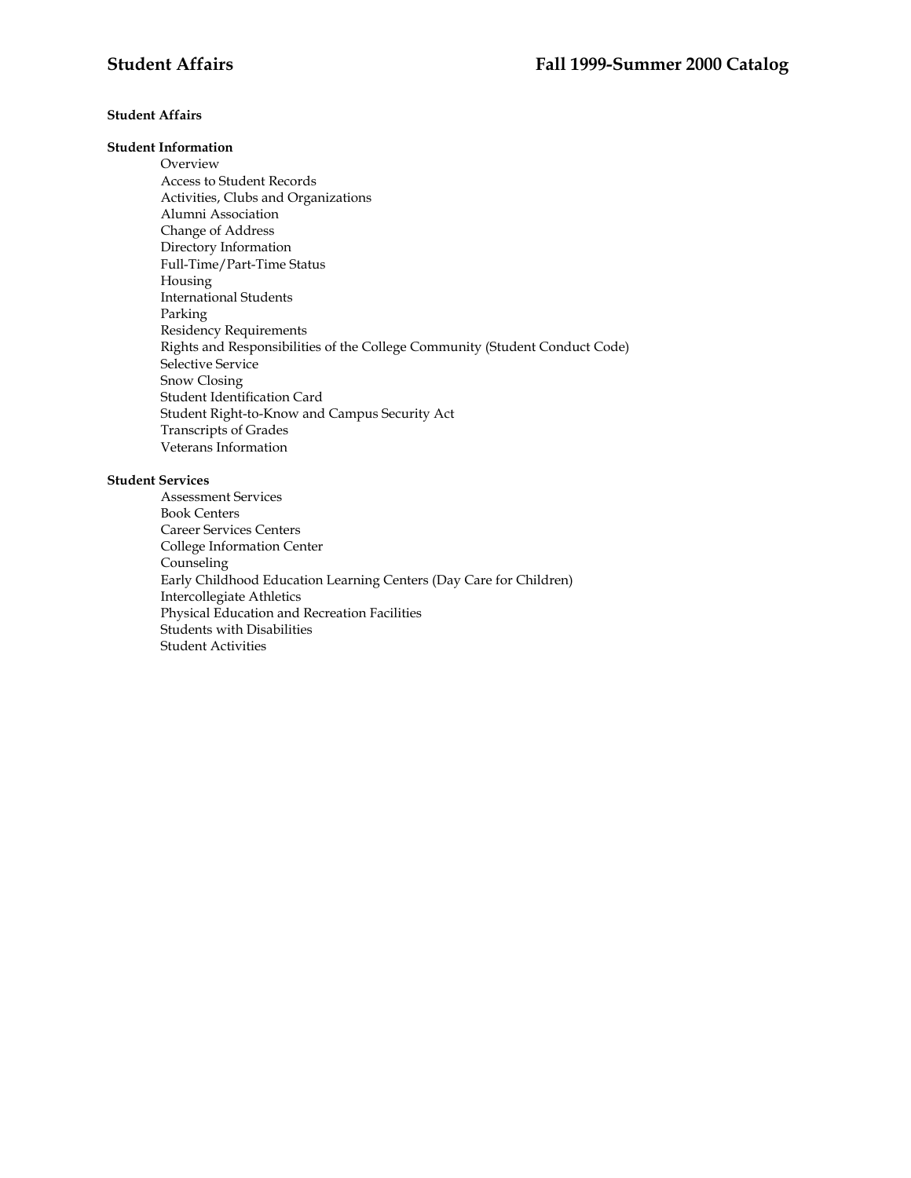# Student Affairs

## Student Information

- Overview
- Access to Student Records
- Activities, Clubs and Organizations
- Alumni Association
- Change of Address
- Directory Information
- Full-Time/Part-Time Status
- Housing
- International Students
- Parking
- Residency Requirements
- Rights and Responsibilities of the College Community (Student Conduct Code)
- Selective Service
- Snow Closing
- Student Identification Card
- Student Right-to-Know and Campus Security Act
- Transcripts of Grades
- Veterans Information

## Student Services

- Assessment Services
- Book Centers
- Career Services Centers
- College Information Center
- Counseling
- Early Childhood Education Learning Centers (Day Care for Children)
- Intercollegiate Athletics
- Physical Education and Recreation Facilities
- Students with Disabilities
- Student Activities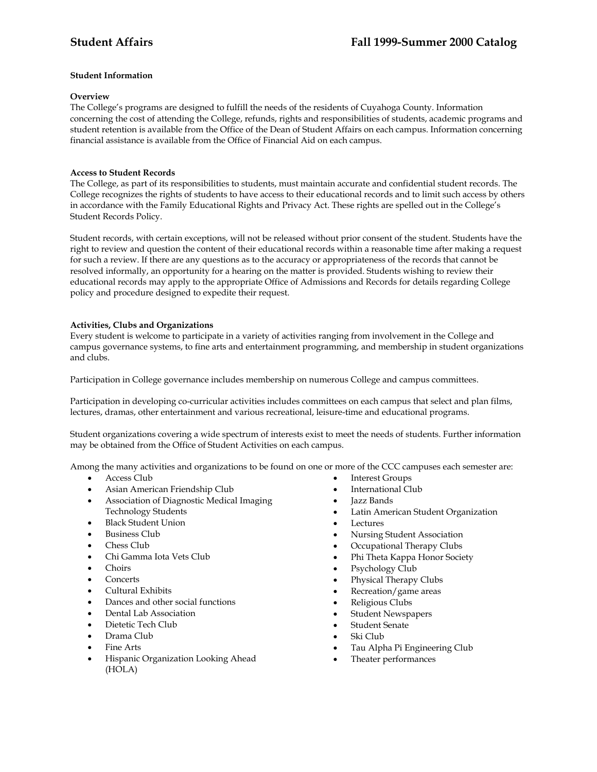## Student Information

### Overview

The College's programs are designed to fulfill the needs of the residents of Cuyahoga County. Information concerning the cost of attending the College, refunds, rights and responsibilities of students, academic programs and student retention is available from the Office of the Dean of Student Affairs on each campus. Information concerning financial assistance is available from the Office of Financial Aid on each campus.

### Access to Student Records

The College, as part of its responsibilities to students, must maintain accurate and confidential student records. The College recognizes the rights of students to have access to their educational records and to limit such access by others in accordance with the Family Educational Rights and Privacy Act. These rights are spelled out in the College's Student Records Policy.

Student records, with certain exceptions, will not be released without prior consent of the student. Students have the right to review and question the content of their educational records within a reasonable time after making a request for such a review. If there are any questions as to the accuracy or appropriateness of the records that cannot be resolved informally, an opportunity for a hearing on the matter is provided. Students wishing to review their educational records may apply to the appropriate Office of Admissions and Records for details regarding College policy and procedure designed to expedite their request.

### Activities, Clubs and Organizations

Every student is welcome to participate in a variety of activities ranging from involvement in the College and campus governance systems, to fine arts and entertainment programming, and membership in student organizations and clubs.

Participation in College governance includes membership on numerous College and campus committees.

Participation in developing co-curricular activities includes committees on each campus that select and plan films, lectures, dramas, other entertainment and various recreational, leisure-time and educational programs.

Student organizations covering a wide spectrum of interests exist to meet the needs of students. Further information may be obtained from the Office of Student Activities on each campus.

Among the many activities and organizations to be found on one or more of the CCC campuses each semester are:

- Access Club
- Asian American Friendship Club
- Association of Diagnostic Medical Imaging Technology Students
- Black Student Union
- Business Club
- Chess Club
- Chi Gamma Iota Vets Club
- Choirs
- Concerts
- Cultural Exhibits
- Dances and other social functions
- Dental Lab Association
- Dietetic Tech Club
- Drama Club
- Fine Arts
- Hispanic Organization Looking Ahead (HOLA)
- Interest Groups
- International Club
- Jazz Bands
- Latin American Student Organization
- Lectures
- Nursing Student Association
- Occupational Therapy Clubs
- Phi Theta Kappa Honor Society
- Psychology Club
- Physical Therapy Clubs
- Recreation/game areas
- Religious Clubs
- Student Newspapers
- Student Senate
- Ski Club
- Tau Alpha Pi Engineering Club
- Theater performances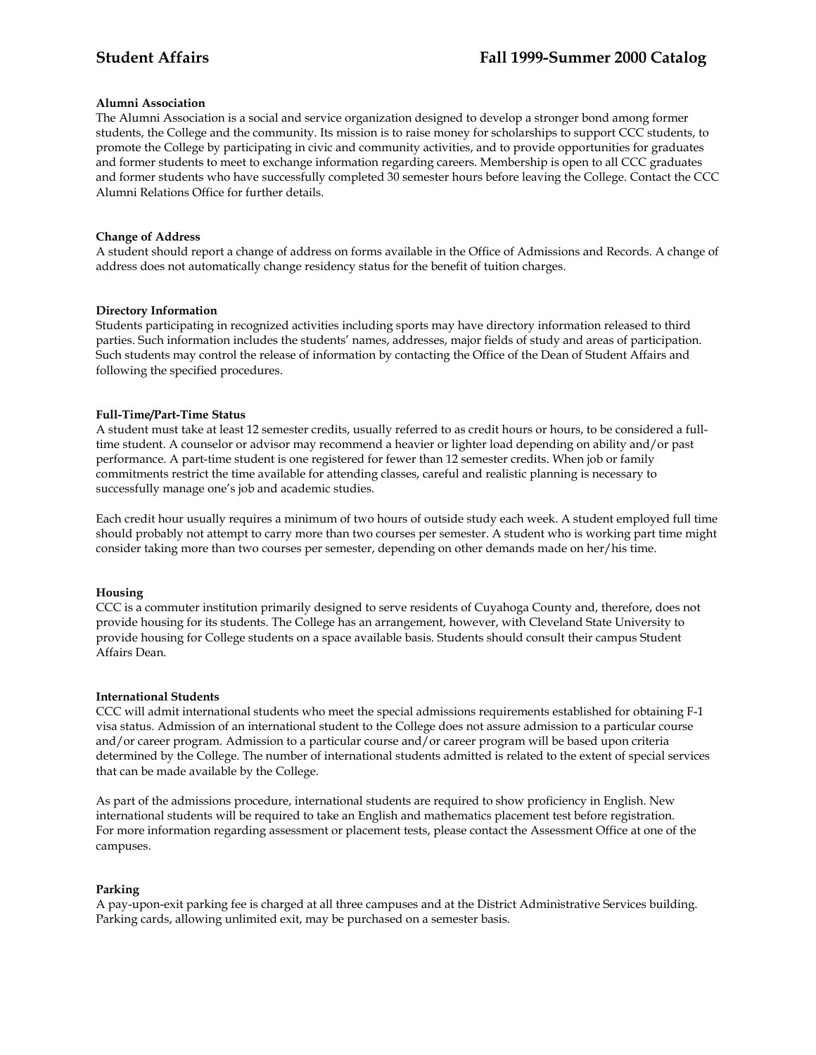**Alumni Association**

The Alumni Association is a social and service organization designed to develop a stronger bond among former students, the College and the community. Its mission is to raise money for scholarships to support CCC students, to promote the College by participating in civic and community activities, and to provide opportunities for graduates and former students to meet to exchange information regarding careers. Membership is open to all CCC graduates and former students who have successfully completed 30 semester hours before leaving the College. Contact the CCC Alumni Relations Office for further details.

**Change of Address**

A student should report a change of address on forms available in the Office of Admissions and Records. A change of address does not automatically change residency status for the benefit of tuition charges.

**Directory Information**

Students participating in recognized activities including sports may have directory information released to third parties. Such information includes the students' names, addresses, major fields of study and areas of participation. Such students may control the release of information by contacting the Office of the Dean of Student Affairs and following the specified procedures.

**Full-Time/Part-Time Status**

A student must take at least 12 semester credits, usually referred to as credit hours or hours, to be considered a full-time student. A counselor or advisor may recommend a heavier or lighter load depending on ability and/or past performance. A part-time student is one registered for fewer than 12 semester credits. When job or family commitments restrict the time available for attending classes, careful and realistic planning is necessary to successfully manage one's job and academic studies.

Each credit hour usually requires a minimum of two hours of outside study each week. A student employed full time should probably not attempt to carry more than two courses per semester. A student who is working part time might consider taking more than two courses per semester, depending on other demands made on her/his time.

**Housing**

CCC is a commuter institution primarily designed to serve residents of Cuyahoga County and, therefore, does not provide housing for its students. The College has an arrangement, however, with Cleveland State University to provide housing for College students on a space available basis. Students should consult their campus Student Affairs Dean.

**International Students**

CCC will admit international students who meet the special admissions requirements established for obtaining F-1 visa status. Admission of an international student to the College does not assure admission to a particular course and/or career program. Admission to a particular course and/or career program will be based upon criteria determined by the College. The number of international students admitted is related to the extent of special services that can be made available by the College.

As part of the admissions procedure, international students are required to show proficiency in English. New international students will be required to take an English and mathematics placement test before registration. For more information regarding assessment or placement tests, please contact the Assessment Office at one of the campuses.

**Parking**

A pay-upon-exit parking fee is charged at all three campuses and at the District Administrative Services building. Parking cards, allowing unlimited exit, may be purchased on a semester basis.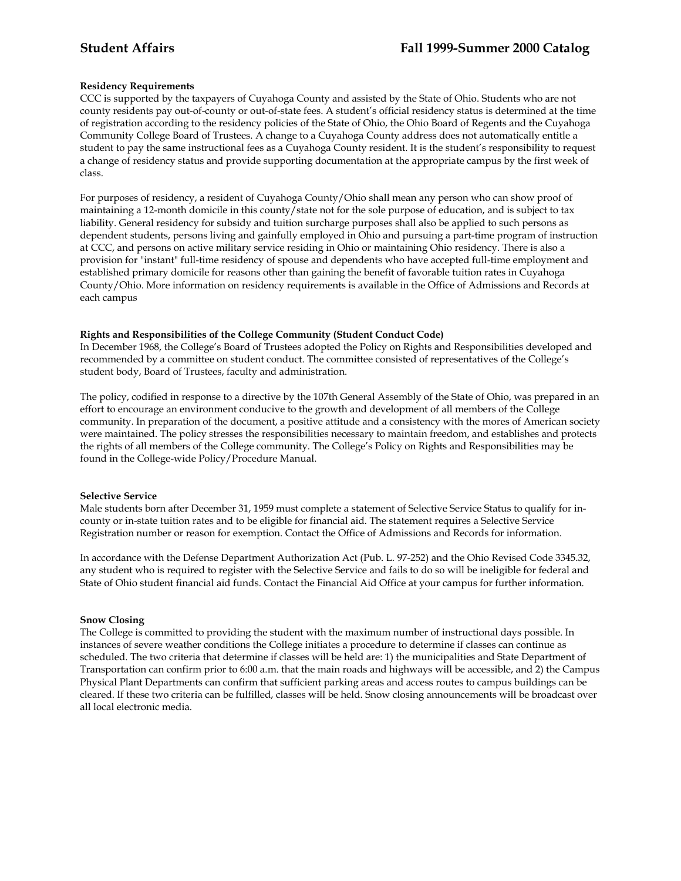#### Residency Requirements

CCC is supported by the taxpayers of Cuyahoga County and assisted by the State of Ohio. Students who are not county residents pay out-of-county or out-of-state fees. A student's official residency status is determined at the time of registration according to the residency policies of the State of Ohio, the Ohio Board of Regents and the Cuyahoga Community College Board of Trustees. A change to a Cuyahoga County address does not automatically entitle a student to pay the same instructional fees as a Cuyahoga County resident. It is the student's responsibility to request a change of residency status and provide supporting documentation at the appropriate campus by the first week of class.

For purposes of residency, a resident of Cuyahoga County/Ohio shall mean any person who can show proof of maintaining a 12-month domicile in this county/state not for the sole purpose of education, and is subject to tax liability. General residency for subsidy and tuition surcharge purposes shall also be applied to such persons as dependent students, persons living and gainfully employed in Ohio and pursuing a part-time program of instruction at CCC, and persons on active military service residing in Ohio or maintaining Ohio residency. There is also a provision for "instant" full-time residency of spouse and dependents who have accepted full-time employment and established primary domicile for reasons other than gaining the benefit of favorable tuition rates in Cuyahoga County/Ohio. More information on residency requirements is available in the Office of Admissions and Records at each campus

#### Rights and Responsibilities of the College Community (Student Conduct Code)

In December 1968, the College's Board of Trustees adopted the Policy on Rights and Responsibilities developed and recommended by a committee on student conduct. The committee consisted of representatives of the College's student body, Board of Trustees, faculty and administration.

The policy, codified in response to a directive by the 107th General Assembly of the State of Ohio, was prepared in an effort to encourage an environment conducive to the growth and development of all members of the College community. In preparation of the document, a positive attitude and a consistency with the mores of American society were maintained. The policy stresses the responsibilities necessary to maintain freedom, and establishes and protects the rights of all members of the College community. The College's Policy on Rights and Responsibilities may be found in the College-wide Policy/Procedure Manual.

#### Selective Service

Male students born after December 31, 1959 must complete a statement of Selective Service Status to qualify for in-county or in-state tuition rates and to be eligible for financial aid. The statement requires a Selective Service Registration number or reason for exemption. Contact the Office of Admissions and Records for information.

In accordance with the Defense Department Authorization Act (Pub. L. 97-252) and the Ohio Revised Code 3345.32, any student who is required to register with the Selective Service and fails to do so will be ineligible for federal and State of Ohio student financial aid funds. Contact the Financial Aid Office at your campus for further information.

#### Snow Closing

The College is committed to providing the student with the maximum number of instructional days possible. In instances of severe weather conditions the College initiates a procedure to determine if classes can continue as scheduled. The two criteria that determine if classes will be held are: 1) the municipalities and State Department of Transportation can confirm prior to 6:00 a.m. that the main roads and highways will be accessible, and 2) the Campus Physical Plant Departments can confirm that sufficient parking areas and access routes to campus buildings can be cleared. If these two criteria can be fulfilled, classes will be held. Snow closing announcements will be broadcast over all local electronic media.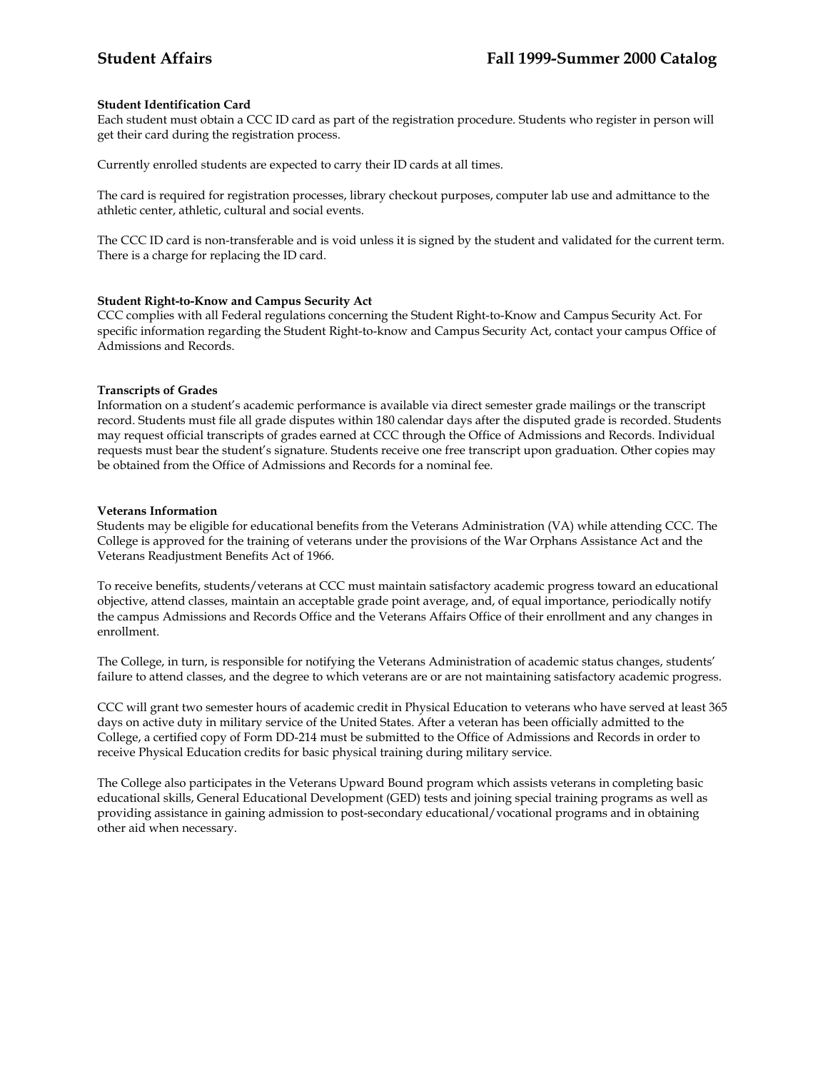**Student Identification Card**
Each student must obtain a CCC ID card as part of the registration procedure. Students who register in person will get their card during the registration process.

Currently enrolled students are expected to carry their ID cards at all times.

The card is required for registration processes, library checkout purposes, computer lab use and admittance to the athletic center, athletic, cultural and social events.

The CCC ID card is non-transferable and is void unless it is signed by the student and validated for the current term. There is a charge for replacing the ID card.

**Student Right-to-Know and Campus Security Act**
CCC complies with all Federal regulations concerning the Student Right-to-Know and Campus Security Act. For specific information regarding the Student Right-to-know and Campus Security Act, contact your campus Office of Admissions and Records.

**Transcripts of Grades**
Information on a student's academic performance is available via direct semester grade mailings or the transcript record. Students must file all grade disputes within 180 calendar days after the disputed grade is recorded. Students may request official transcripts of grades earned at CCC through the Office of Admissions and Records. Individual requests must bear the student's signature. Students receive one free transcript upon graduation. Other copies may be obtained from the Office of Admissions and Records for a nominal fee.

**Veterans Information**
Students may be eligible for educational benefits from the Veterans Administration (VA) while attending CCC. The College is approved for the training of veterans under the provisions of the War Orphans Assistance Act and the Veterans Readjustment Benefits Act of 1966.

To receive benefits, students/veterans at CCC must maintain satisfactory academic progress toward an educational objective, attend classes, maintain an acceptable grade point average, and, of equal importance, periodically notify the campus Admissions and Records Office and the Veterans Affairs Office of their enrollment and any changes in enrollment.

The College, in turn, is responsible for notifying the Veterans Administration of academic status changes, students' failure to attend classes, and the degree to which veterans are or are not maintaining satisfactory academic progress.

CCC will grant two semester hours of academic credit in Physical Education to veterans who have served at least 365 days on active duty in military service of the United States. After a veteran has been officially admitted to the College, a certified copy of Form DD-214 must be submitted to the Office of Admissions and Records in order to receive Physical Education credits for basic physical training during military service.

The College also participates in the Veterans Upward Bound program which assists veterans in completing basic educational skills, General Educational Development (GED) tests and joining special training programs as well as providing assistance in gaining admission to post-secondary educational/vocational programs and in obtaining other aid when necessary.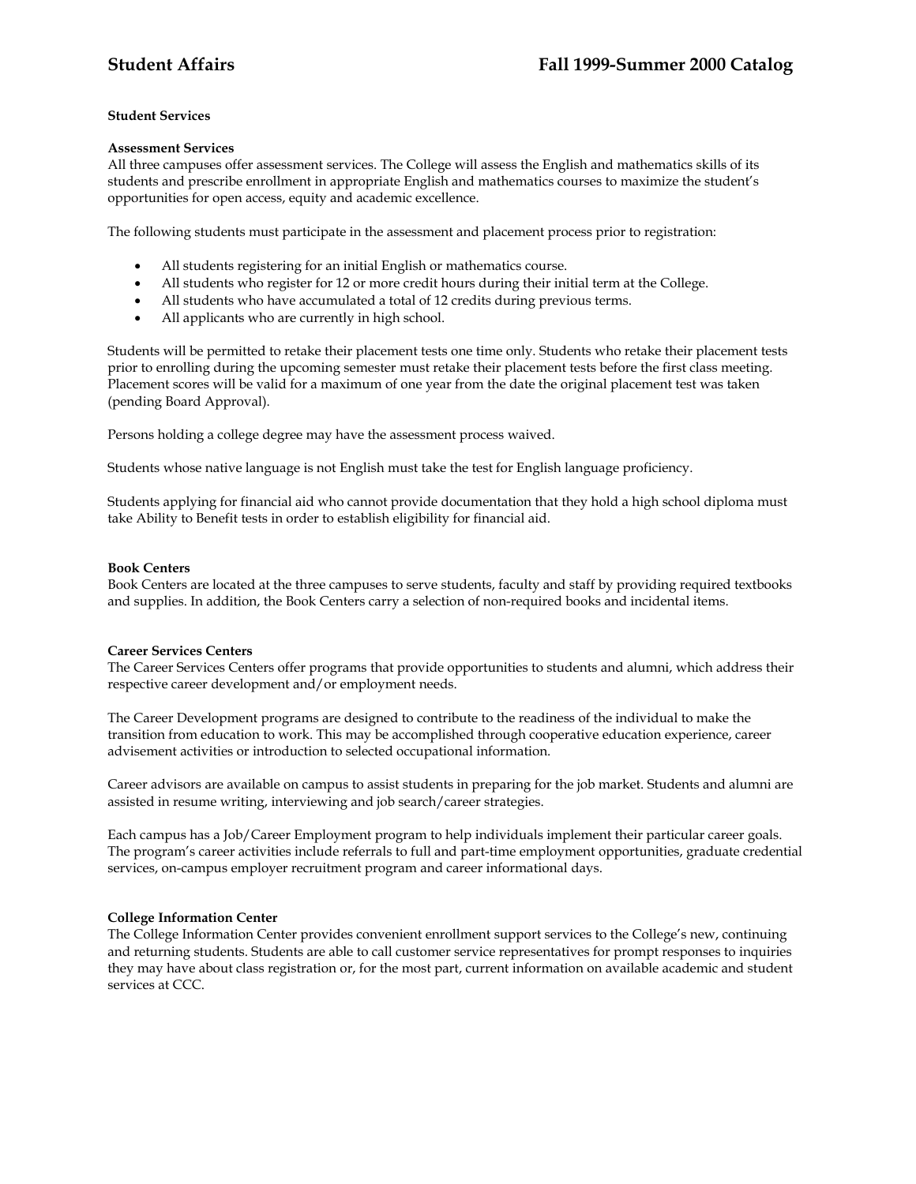## Student Services

### Assessment Services

All three campuses offer assessment services. The College will assess the English and mathematics skills of its students and prescribe enrollment in appropriate English and mathematics courses to maximize the student's opportunities for open access, equity and academic excellence.

The following students must participate in the assessment and placement process prior to registration:

- All students registering for an initial English or mathematics course.
- All students who register for 12 or more credit hours during their initial term at the College.
- All students who have accumulated a total of 12 credits during previous terms.
- All applicants who are currently in high school.

Students will be permitted to retake their placement tests one time only. Students who retake their placement tests prior to enrolling during the upcoming semester must retake their placement tests before the first class meeting. Placement scores will be valid for a maximum of one year from the date the original placement test was taken (pending Board Approval).

Persons holding a college degree may have the assessment process waived.

Students whose native language is not English must take the test for English language proficiency.

Students applying for financial aid who cannot provide documentation that they hold a high school diploma must take Ability to Benefit tests in order to establish eligibility for financial aid.

### Book Centers

Book Centers are located at the three campuses to serve students, faculty and staff by providing required textbooks and supplies. In addition, the Book Centers carry a selection of non-required books and incidental items.

### Career Services Centers

The Career Services Centers offer programs that provide opportunities to students and alumni, which address their respective career development and/or employment needs.

The Career Development programs are designed to contribute to the readiness of the individual to make the transition from education to work. This may be accomplished through cooperative education experience, career advisement activities or introduction to selected occupational information.

Career advisors are available on campus to assist students in preparing for the job market. Students and alumni are assisted in resume writing, interviewing and job search/career strategies.

Each campus has a Job/Career Employment program to help individuals implement their particular career goals. The program's career activities include referrals to full and part-time employment opportunities, graduate credential services, on-campus employer recruitment program and career informational days.

### College Information Center

The College Information Center provides convenient enrollment support services to the College's new, continuing and returning students. Students are able to call customer service representatives for prompt responses to inquiries they may have about class registration or, for the most part, current information on available academic and student services at CCC.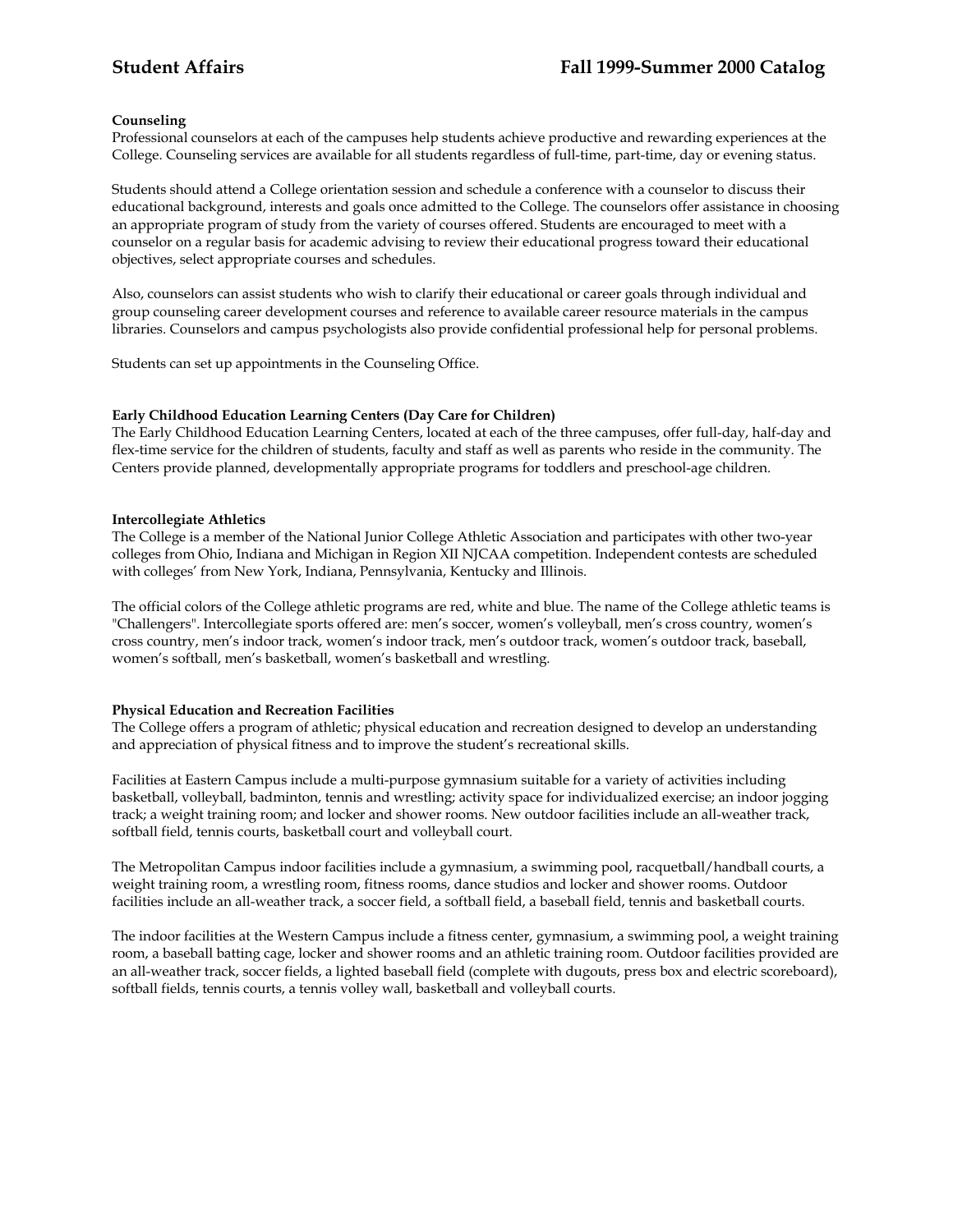### Counseling

Professional counselors at each of the campuses help students achieve productive and rewarding experiences at the College. Counseling services are available for all students regardless of full-time, part-time, day or evening status.

Students should attend a College orientation session and schedule a conference with a counselor to discuss their educational background, interests and goals once admitted to the College. The counselors offer assistance in choosing an appropriate program of study from the variety of courses offered. Students are encouraged to meet with a counselor on a regular basis for academic advising to review their educational progress toward their educational objectives, select appropriate courses and schedules.

Also, counselors can assist students who wish to clarify their educational or career goals through individual and group counseling career development courses and reference to available career resource materials in the campus libraries. Counselors and campus psychologists also provide confidential professional help for personal problems.

Students can set up appointments in the Counseling Office.

### Early Childhood Education Learning Centers (Day Care for Children)

The Early Childhood Education Learning Centers, located at each of the three campuses, offer full-day, half-day and flex-time service for the children of students, faculty and staff as well as parents who reside in the community. The Centers provide planned, developmentally appropriate programs for toddlers and preschool-age children.

### Intercollegiate Athletics

The College is a member of the National Junior College Athletic Association and participates with other two-year colleges from Ohio, Indiana and Michigan in Region XII NJCAA competition. Independent contests are scheduled with colleges' from New York, Indiana, Pennsylvania, Kentucky and Illinois.

The official colors of the College athletic programs are red, white and blue. The name of the College athletic teams is "Challengers". Intercollegiate sports offered are: men's soccer, women's volleyball, men's cross country, women's cross country, men's indoor track, women's indoor track, men's outdoor track, women's outdoor track, baseball, women's softball, men's basketball, women's basketball and wrestling.

### Physical Education and Recreation Facilities

The College offers a program of athletic; physical education and recreation designed to develop an understanding and appreciation of physical fitness and to improve the student's recreational skills.

Facilities at Eastern Campus include a multi-purpose gymnasium suitable for a variety of activities including basketball, volleyball, badminton, tennis and wrestling; activity space for individualized exercise; an indoor jogging track; a weight training room; and locker and shower rooms. New outdoor facilities include an all-weather track, softball field, tennis courts, basketball court and volleyball court.

The Metropolitan Campus indoor facilities include a gymnasium, a swimming pool, racquetball/handball courts, a weight training room, a wrestling room, fitness rooms, dance studios and locker and shower rooms. Outdoor facilities include an all-weather track, a soccer field, a softball field, a baseball field, tennis and basketball courts.

The indoor facilities at the Western Campus include a fitness center, gymnasium, a swimming pool, a weight training room, a baseball batting cage, locker and shower rooms and an athletic training room. Outdoor facilities provided are an all-weather track, soccer fields, a lighted baseball field (complete with dugouts, press box and electric scoreboard), softball fields, tennis courts, a tennis volley wall, basketball and volleyball courts.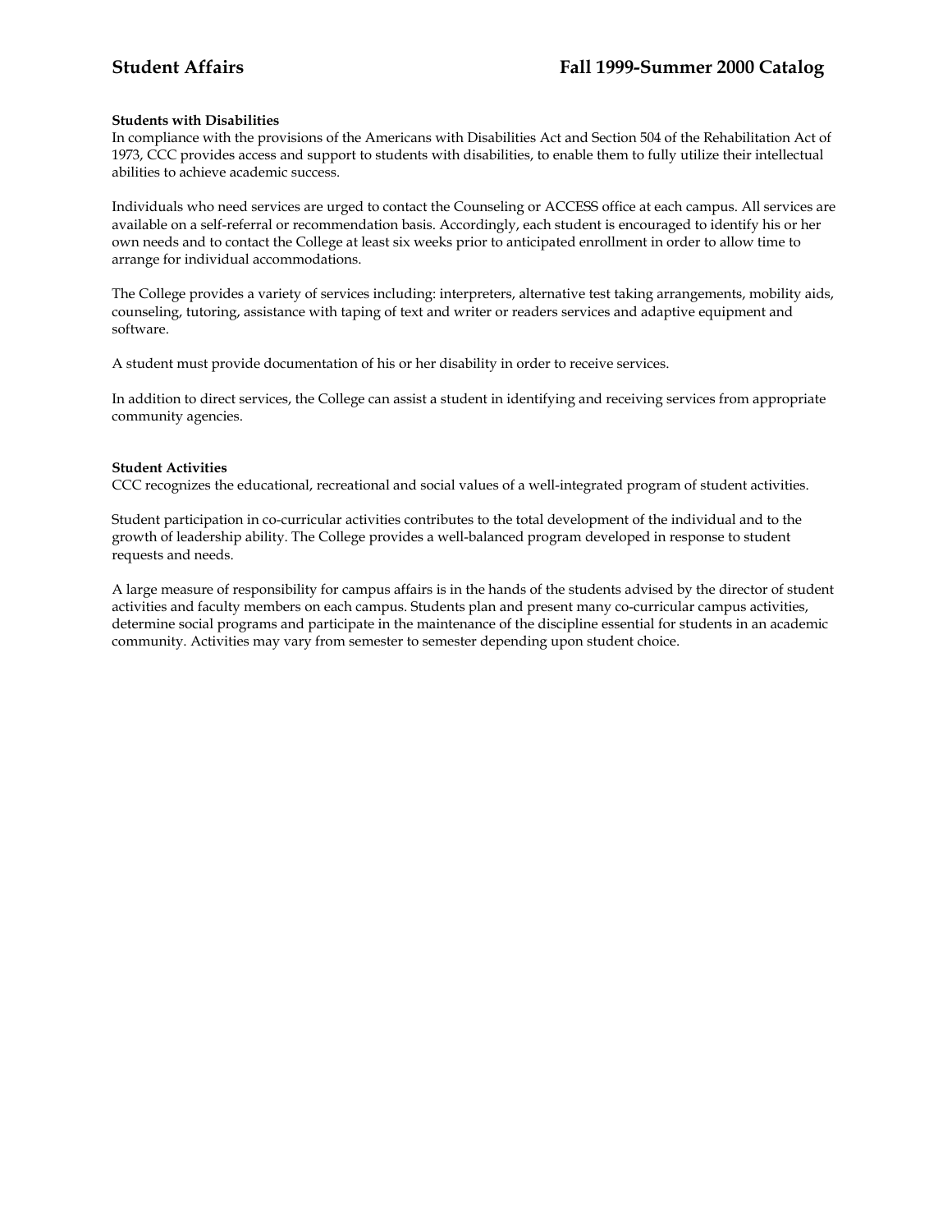**Students with Disabilities**
In compliance with the provisions of the Americans with Disabilities Act and Section 504 of the Rehabilitation Act of 1973, CCC provides access and support to students with disabilities, to enable them to fully utilize their intellectual abilities to achieve academic success.

Individuals who need services are urged to contact the Counseling or ACCESS office at each campus. All services are available on a self-referral or recommendation basis. Accordingly, each student is encouraged to identify his or her own needs and to contact the College at least six weeks prior to anticipated enrollment in order to allow time to arrange for individual accommodations.

The College provides a variety of services including: interpreters, alternative test taking arrangements, mobility aids, counseling, tutoring, assistance with taping of text and writer or readers services and adaptive equipment and software.

A student must provide documentation of his or her disability in order to receive services.

In addition to direct services, the College can assist a student in identifying and receiving services from appropriate community agencies.

**Student Activities**
CCC recognizes the educational, recreational and social values of a well-integrated program of student activities.

Student participation in co-curricular activities contributes to the total development of the individual and to the growth of leadership ability. The College provides a well-balanced program developed in response to student requests and needs.

A large measure of responsibility for campus affairs is in the hands of the students advised by the director of student activities and faculty members on each campus. Students plan and present many co-curricular campus activities, determine social programs and participate in the maintenance of the discipline essential for students in an academic community. Activities may vary from semester to semester depending upon student choice.